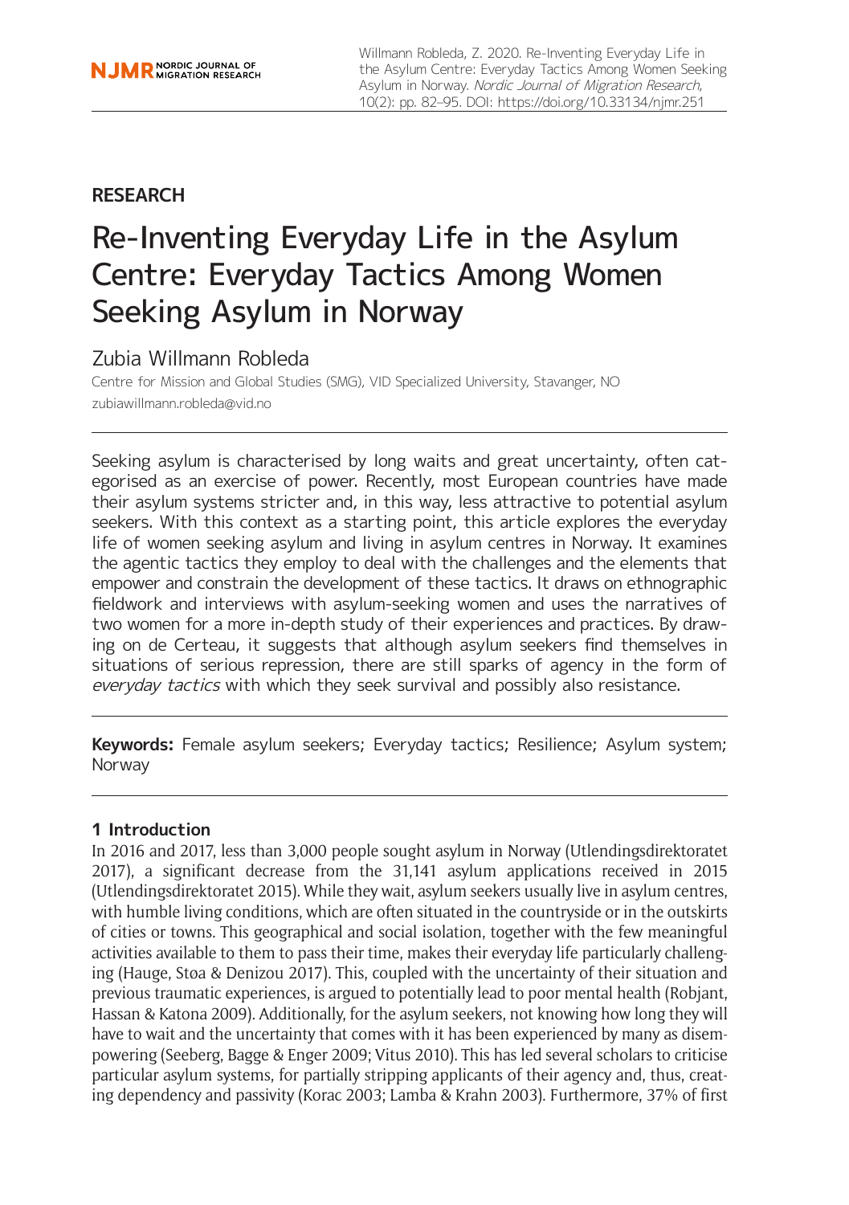**RESEARCH**

# Re-Inventing Everyday Life in the Asylum Centre: Everyday Tactics Among Women Seeking Asylum in Norway

Zubia Willmann Robleda

Centre for Mission and Global Studies (SMG), VID Specialized University, Stavanger, NO

zubiawillmann.robleda@vid.no

Seeking asylum is characterised by long waits and great uncertainty, often categorised as an exercise of power. Recently, most European countries have made their asylum systems stricter and, in this way, less attractive to potential asylum seekers. With this context as a starting point, this article explores the everyday life of women seeking asylum and living in asylum centres in Norway. It examines the agentic tactics they employ to deal with the challenges and the elements that empower and constrain the development of these tactics. It draws on ethnographic fieldwork and interviews with asylum-seeking women and uses the narratives of two women for a more in-depth study of their experiences and practices. By drawing on de Certeau, it suggests that although asylum seekers find themselves in situations of serious repression, there are still sparks of agency in the form of *everyday tactics* with which they seek survival and possibly also resistance.

**Keywords:** Female asylum seekers; Everyday tactics; Resilience; Asylum system; Norway

## 1 Introduction

In 2016 and 2017, less than 3,000 people sought asylum in Norway (Utlendingsdirektoratet 2017), a significant decrease from the 31,141 asylum applications received in 2015 (Utlendingsdirektoratet 2015). While they wait, asylum seekers usually live in asylum centres, with humble living conditions, which are often situated in the countryside or in the outskirts of cities or towns. This geographical and social isolation, together with the few meaningful activities available to them to pass their time, makes their everyday life particularly challenging (Hauge, Støa & Denizou 2017). This, coupled with the uncertainty of their situation and previous traumatic experiences, is argued to potentially lead to poor mental health (Robjant, Hassan & Katona 2009). Additionally, for the asylum seekers, not knowing how long they will have to wait and the uncertainty that comes with it has been experienced by many as disempowering (Seeberg, Bagge & Enger 2009; Vitus 2010). This has led several scholars to criticise particular asylum systems, for partially stripping applicants of their agency and, thus, creating dependency and passivity (Korac 2003; Lamba & Krahn 2003). Furthermore, 37% of first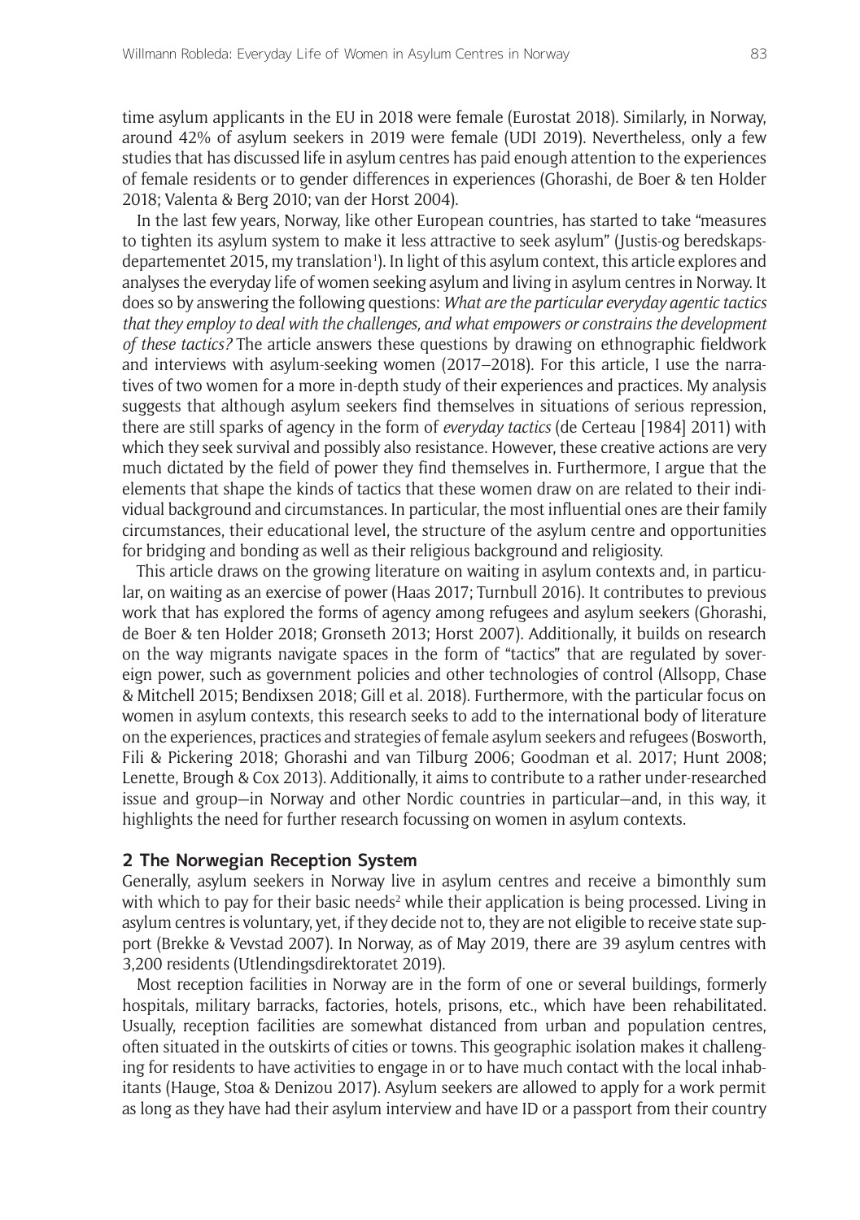time asylum applicants in the EU in 2018 were female (Eurostat 2018). Similarly, in Norway, around 42% of asylum seekers in 2019 were female (UDI 2019). Nevertheless, only a few studies that has discussed life in asylum centres has paid enough attention to the experiences of female residents or to gender differences in experiences (Ghorashi, de Boer & ten Holder 2018; Valenta & Berg 2010; van der Horst 2004).

In the last few years, Norway, like other European countries, has started to take "measures to tighten its asylum system to make it less attractive to seek asylum" (Justis-og beredskapsdepartementet 2015, my translation[1]). In light of this asylum context, this article explores and analyses the everyday life of women seeking asylum and living in asylum centres in Norway. It does so by answering the following questions: *What are the particular everyday agentic tactics that they employ to deal with the challenges, and what empowers or constrains the development of these tactics?* The article answers these questions by drawing on ethnographic fieldwork and interviews with asylum-seeking women (2017–2018). For this article, I use the narratives of two women for a more in-depth study of their experiences and practices. My analysis suggests that although asylum seekers find themselves in situations of serious repression, there are still sparks of agency in the form of *everyday tactics* (de Certeau [1984] 2011) with which they seek survival and possibly also resistance. However, these creative actions are very much dictated by the field of power they find themselves in. Furthermore, I argue that the elements that shape the kinds of tactics that these women draw on are related to their individual background and circumstances. In particular, the most influential ones are their family circumstances, their educational level, the structure of the asylum centre and opportunities for bridging and bonding as well as their religious background and religiosity.

This article draws on the growing literature on waiting in asylum contexts and, in particular, on waiting as an exercise of power (Haas 2017; Turnbull 2016). It contributes to previous work that has explored the forms of agency among refugees and asylum seekers (Ghorashi, de Boer & ten Holder 2018; Grønseth 2013; Horst 2007). Additionally, it builds on research on the way migrants navigate spaces in the form of "tactics" that are regulated by sovereign power, such as government policies and other technologies of control (Allsopp, Chase & Mitchell 2015; Bendixsen 2018; Gill et al. 2018). Furthermore, with the particular focus on women in asylum contexts, this research seeks to add to the international body of literature on the experiences, practices and strategies of female asylum seekers and refugees (Bosworth, Fili & Pickering 2018; Ghorashi and van Tilburg 2006; Goodman et al. 2017; Hunt 2008; Lenette, Brough & Cox 2013). Additionally, it aims to contribute to a rather under-researched issue and group—in Norway and other Nordic countries in particular—and, in this way, it highlights the need for further research focussing on women in asylum contexts.

## 2 The Norwegian Reception System

Generally, asylum seekers in Norway live in asylum centres and receive a bimonthly sum with which to pay for their basic needs[2] while their application is being processed. Living in asylum centres is voluntary, yet, if they decide not to, they are not eligible to receive state support (Brekke & Vevstad 2007). In Norway, as of May 2019, there are 39 asylum centres with 3,200 residents (Utlendingsdirektoratet 2019).

Most reception facilities in Norway are in the form of one or several buildings, formerly hospitals, military barracks, factories, hotels, prisons, etc., which have been rehabilitated. Usually, reception facilities are somewhat distanced from urban and population centres, often situated in the outskirts of cities or towns. This geographic isolation makes it challenging for residents to have activities to engage in or to have much contact with the local inhabitants (Hauge, Støa & Denizou 2017). Asylum seekers are allowed to apply for a work permit as long as they have had their asylum interview and have ID or a passport from their country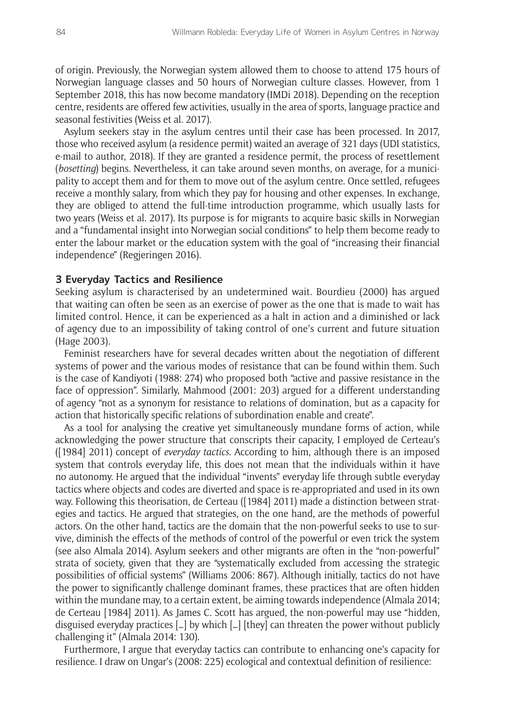of origin. Previously, the Norwegian system allowed them to choose to attend 175 hours of Norwegian language classes and 50 hours of Norwegian culture classes. However, from 1 September 2018, this has now become mandatory (IMDi 2018). Depending on the reception centre, residents are offered few activities, usually in the area of sports, language practice and seasonal festivities (Weiss et al. 2017).

Asylum seekers stay in the asylum centres until their case has been processed. In 2017, those who received asylum (a residence permit) waited an average of 321 days (UDI statistics, e-mail to author, 2018). If they are granted a residence permit, the process of resettlement (*bosetting*) begins. Nevertheless, it can take around seven months, on average, for a municipality to accept them and for them to move out of the asylum centre. Once settled, refugees receive a monthly salary, from which they pay for housing and other expenses. In exchange, they are obliged to attend the full-time introduction programme, which usually lasts for two years (Weiss et al. 2017). Its purpose is for migrants to acquire basic skills in Norwegian and a "fundamental insight into Norwegian social conditions" to help them become ready to enter the labour market or the education system with the goal of "increasing their financial independence" (Regjeringen 2016).

## 3 Everyday Tactics and Resilience

Seeking asylum is characterised by an undetermined wait. Bourdieu (2000) has argued that waiting can often be seen as an exercise of power as the one that is made to wait has limited control. Hence, it can be experienced as a halt in action and a diminished or lack of agency due to an impossibility of taking control of one's current and future situation (Hage 2003).

Feminist researchers have for several decades written about the negotiation of different systems of power and the various modes of resistance that can be found within them. Such is the case of Kandiyoti (1988: 274) who proposed both "active and passive resistance in the face of oppression". Similarly, Mahmood (2001: 203) argued for a different understanding of agency "not as a synonym for resistance to relations of domination, but as a capacity for action that historically specific relations of subordination enable and create".

As a tool for analysing the creative yet simultaneously mundane forms of action, while acknowledging the power structure that conscripts their capacity, I employed de Certeau's ([1984] 2011) concept of *everyday tactics*. According to him, although there is an imposed system that controls everyday life, this does not mean that the individuals within it have no autonomy. He argued that the individual "invents" everyday life through subtle everyday tactics where objects and codes are diverted and space is re-appropriated and used in its own way. Following this theorisation, de Certeau ([1984] 2011) made a distinction between strategies and tactics. He argued that strategies, on the one hand, are the methods of powerful actors. On the other hand, tactics are the domain that the non-powerful seeks to use to survive, diminish the effects of the methods of control of the powerful or even trick the system (see also Almala 2014). Asylum seekers and other migrants are often in the "non-powerful" strata of society, given that they are "systematically excluded from accessing the strategic possibilities of official systems" (Williams 2006: 867). Although initially, tactics do not have the power to significantly challenge dominant frames, these practices that are often hidden within the mundane may, to a certain extent, be aiming towards independence (Almala 2014; de Certeau [1984] 2011). As James C. Scott has argued, the non-powerful may use "hidden, disguised everyday practices [...] by which [...] [they] can threaten the power without publicly challenging it" (Almala 2014: 130).

Furthermore, I argue that everyday tactics can contribute to enhancing one's capacity for resilience. I draw on Ungar's (2008: 225) ecological and contextual definition of resilience: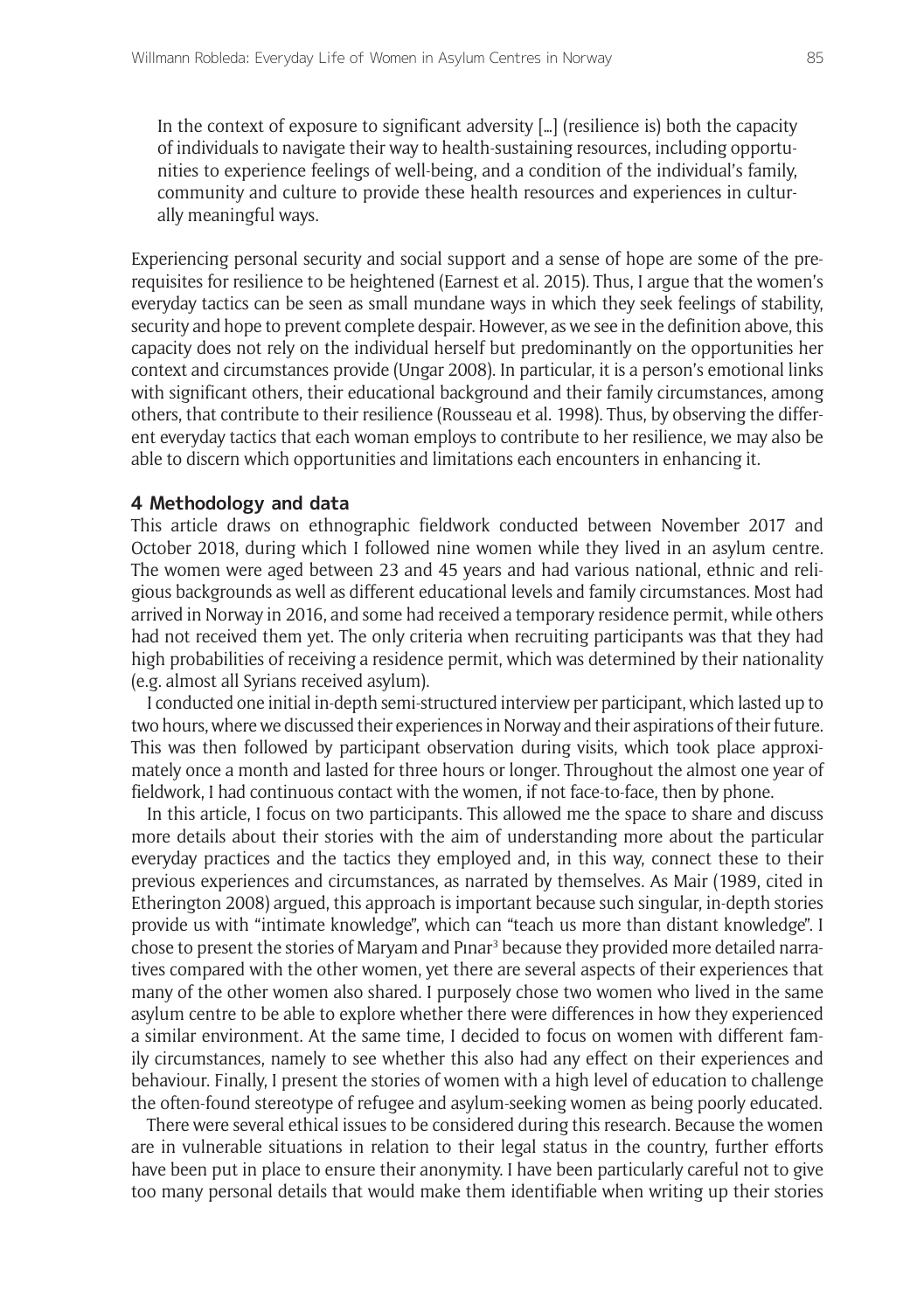> In the context of exposure to significant adversity [...] (resilience is) both the capacity of individuals to navigate their way to health-sustaining resources, including opportunities to experience feelings of well-being, and a condition of the individual's family, community and culture to provide these health resources and experiences in culturally meaningful ways.

Experiencing personal security and social support and a sense of hope are some of the prerequisites for resilience to be heightened (Earnest et al. 2015). Thus, I argue that the women's everyday tactics can be seen as small mundane ways in which they seek feelings of stability, security and hope to prevent complete despair. However, as we see in the definition above, this capacity does not rely on the individual herself but predominantly on the opportunities her context and circumstances provide (Ungar 2008). In particular, it is a person's emotional links with significant others, their educational background and their family circumstances, among others, that contribute to their resilience (Rousseau et al. 1998). Thus, by observing the different everyday tactics that each woman employs to contribute to her resilience, we may also be able to discern which opportunities and limitations each encounters in enhancing it.

## 4 Methodology and data

This article draws on ethnographic fieldwork conducted between November 2017 and October 2018, during which I followed nine women while they lived in an asylum centre. The women were aged between 23 and 45 years and had various national, ethnic and religious backgrounds as well as different educational levels and family circumstances. Most had arrived in Norway in 2016, and some had received a temporary residence permit, while others had not received them yet. The only criteria when recruiting participants was that they had high probabilities of receiving a residence permit, which was determined by their nationality (e.g. almost all Syrians received asylum).

I conducted one initial in-depth semi-structured interview per participant, which lasted up to two hours, where we discussed their experiences in Norway and their aspirations of their future. This was then followed by participant observation during visits, which took place approximately once a month and lasted for three hours or longer. Throughout the almost one year of fieldwork, I had continuous contact with the women, if not face-to-face, then by phone.

In this article, I focus on two participants. This allowed me the space to share and discuss more details about their stories with the aim of understanding more about the particular everyday practices and the tactics they employed and, in this way, connect these to their previous experiences and circumstances, as narrated by themselves. As Mair (1989, cited in Etherington 2008) argued, this approach is important because such singular, in-depth stories provide us with "intimate knowledge", which can "teach us more than distant knowledge". I chose to present the stories of Maryam and Pınar[3] because they provided more detailed narratives compared with the other women, yet there are several aspects of their experiences that many of the other women also shared. I purposely chose two women who lived in the same asylum centre to be able to explore whether there were differences in how they experienced a similar environment. At the same time, I decided to focus on women with different family circumstances, namely to see whether this also had any effect on their experiences and behaviour. Finally, I present the stories of women with a high level of education to challenge the often-found stereotype of refugee and asylum-seeking women as being poorly educated.

There were several ethical issues to be considered during this research. Because the women are in vulnerable situations in relation to their legal status in the country, further efforts have been put in place to ensure their anonymity. I have been particularly careful not to give too many personal details that would make them identifiable when writing up their stories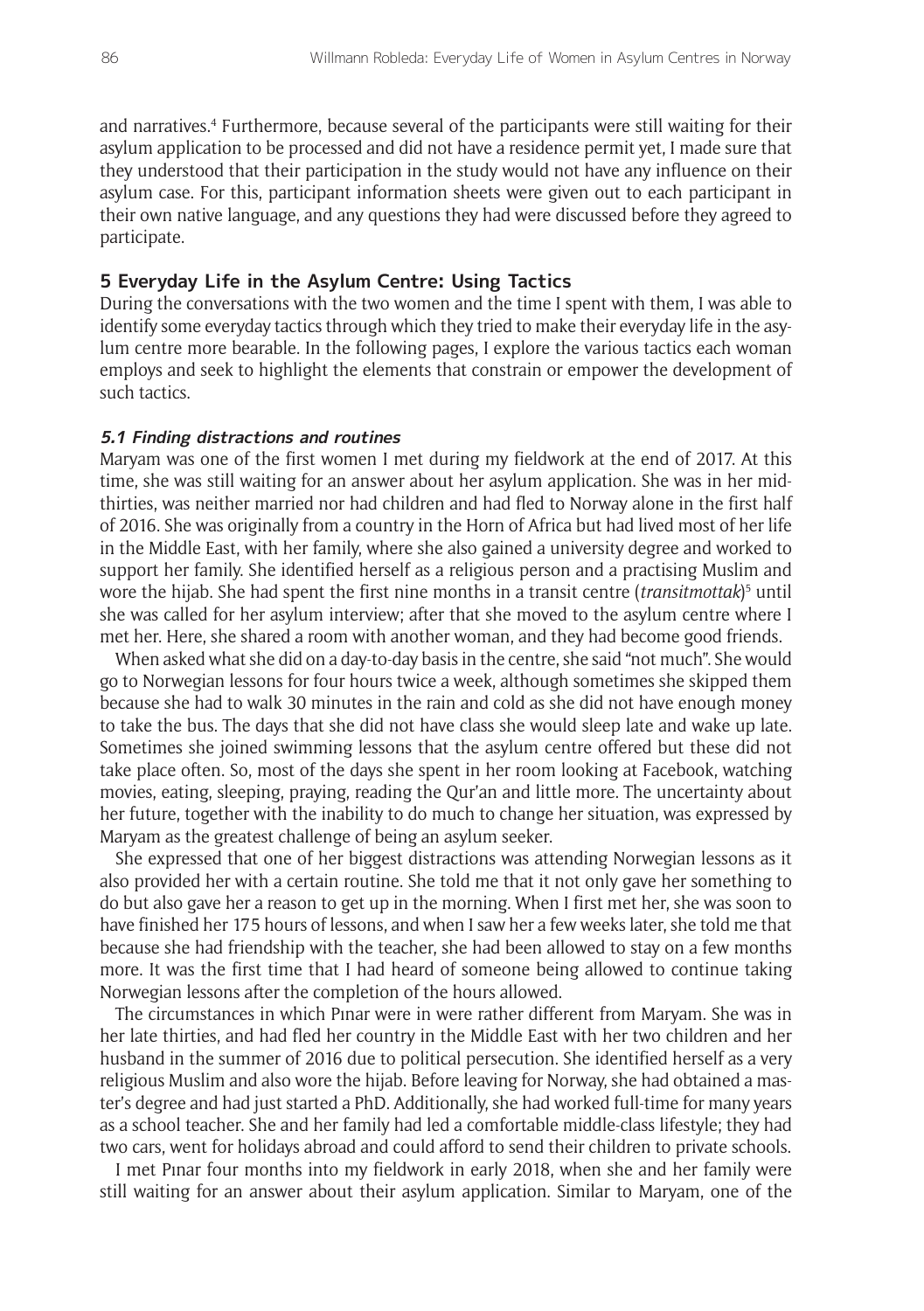and narratives.[4] Furthermore, because several of the participants were still waiting for their asylum application to be processed and did not have a residence permit yet, I made sure that they understood that their participation in the study would not have any influence on their asylum case. For this, participant information sheets were given out to each participant in their own native language, and any questions they had were discussed before they agreed to participate.

## 5 Everyday Life in the Asylum Centre: Using Tactics

During the conversations with the two women and the time I spent with them, I was able to identify some everyday tactics through which they tried to make their everyday life in the asylum centre more bearable. In the following pages, I explore the various tactics each woman employs and seek to highlight the elements that constrain or empower the development of such tactics.

### 5.1 Finding distractions and routines

Maryam was one of the first women I met during my fieldwork at the end of 2017. At this time, she was still waiting for an answer about her asylum application. She was in her mid-thirties, was neither married nor had children and had fled to Norway alone in the first half of 2016. She was originally from a country in the Horn of Africa but had lived most of her life in the Middle East, with her family, where she also gained a university degree and worked to support her family. She identified herself as a religious person and a practising Muslim and wore the hijab. She had spent the first nine months in a transit centre (*transitmottak*)[5] until she was called for her asylum interview; after that she moved to the asylum centre where I met her. Here, she shared a room with another woman, and they had become good friends.

When asked what she did on a day-to-day basis in the centre, she said "not much". She would go to Norwegian lessons for four hours twice a week, although sometimes she skipped them because she had to walk 30 minutes in the rain and cold as she did not have enough money to take the bus. The days that she did not have class she would sleep late and wake up late. Sometimes she joined swimming lessons that the asylum centre offered but these did not take place often. So, most of the days she spent in her room looking at Facebook, watching movies, eating, sleeping, praying, reading the Qur'an and little more. The uncertainty about her future, together with the inability to do much to change her situation, was expressed by Maryam as the greatest challenge of being an asylum seeker.

She expressed that one of her biggest distractions was attending Norwegian lessons as it also provided her with a certain routine. She told me that it not only gave her something to do but also gave her a reason to get up in the morning. When I first met her, she was soon to have finished her 175 hours of lessons, and when I saw her a few weeks later, she told me that because she had friendship with the teacher, she had been allowed to stay on a few months more. It was the first time that I had heard of someone being allowed to continue taking Norwegian lessons after the completion of the hours allowed.

The circumstances in which Pınar were in were rather different from Maryam. She was in her late thirties, and had fled her country in the Middle East with her two children and her husband in the summer of 2016 due to political persecution. She identified herself as a very religious Muslim and also wore the hijab. Before leaving for Norway, she had obtained a master's degree and had just started a PhD. Additionally, she had worked full-time for many years as a school teacher. She and her family had led a comfortable middle-class lifestyle; they had two cars, went for holidays abroad and could afford to send their children to private schools.

I met Pınar four months into my fieldwork in early 2018, when she and her family were still waiting for an answer about their asylum application. Similar to Maryam, one of the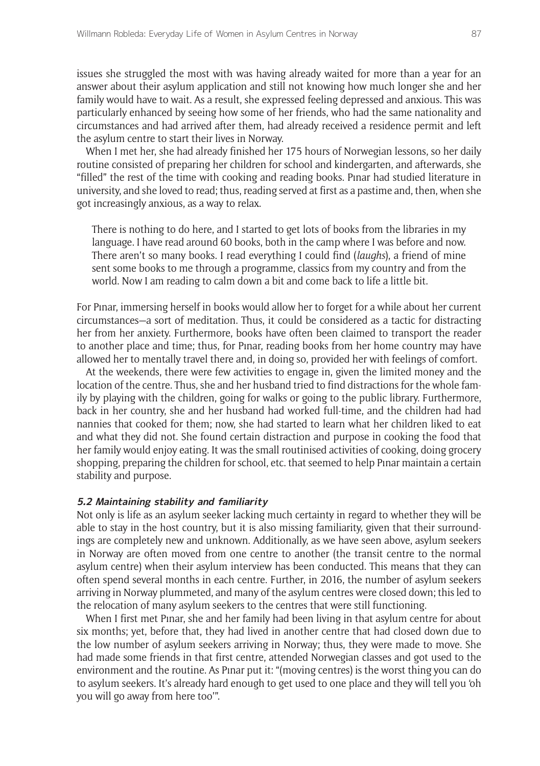issues she struggled the most with was having already waited for more than a year for an answer about their asylum application and still not knowing how much longer she and her family would have to wait. As a result, she expressed feeling depressed and anxious. This was particularly enhanced by seeing how some of her friends, who had the same nationality and circumstances and had arrived after them, had already received a residence permit and left the asylum centre to start their lives in Norway.

When I met her, she had already finished her 175 hours of Norwegian lessons, so her daily routine consisted of preparing her children for school and kindergarten, and afterwards, she "filled" the rest of the time with cooking and reading books. Pınar had studied literature in university, and she loved to read; thus, reading served at first as a pastime and, then, when she got increasingly anxious, as a way to relax.

> There is nothing to do here, and I started to get lots of books from the libraries in my language. I have read around 60 books, both in the camp where I was before and now. There aren't so many books. I read everything I could find (*laughs*), a friend of mine sent some books to me through a programme, classics from my country and from the world. Now I am reading to calm down a bit and come back to life a little bit.

For Pınar, immersing herself in books would allow her to forget for a while about her current circumstances—a sort of meditation. Thus, it could be considered as a tactic for distracting her from her anxiety. Furthermore, books have often been claimed to transport the reader to another place and time; thus, for Pınar, reading books from her home country may have allowed her to mentally travel there and, in doing so, provided her with feelings of comfort.

At the weekends, there were few activities to engage in, given the limited money and the location of the centre. Thus, she and her husband tried to find distractions for the whole family by playing with the children, going for walks or going to the public library. Furthermore, back in her country, she and her husband had worked full-time, and the children had had nannies that cooked for them; now, she had started to learn what her children liked to eat and what they did not. She found certain distraction and purpose in cooking the food that her family would enjoy eating. It was the small routinised activities of cooking, doing grocery shopping, preparing the children for school, etc. that seemed to help Pınar maintain a certain stability and purpose.

### 5.2 Maintaining stability and familiarity

Not only is life as an asylum seeker lacking much certainty in regard to whether they will be able to stay in the host country, but it is also missing familiarity, given that their surroundings are completely new and unknown. Additionally, as we have seen above, asylum seekers in Norway are often moved from one centre to another (the transit centre to the normal asylum centre) when their asylum interview has been conducted. This means that they can often spend several months in each centre. Further, in 2016, the number of asylum seekers arriving in Norway plummeted, and many of the asylum centres were closed down; this led to the relocation of many asylum seekers to the centres that were still functioning.

When I first met Pınar, she and her family had been living in that asylum centre for about six months; yet, before that, they had lived in another centre that had closed down due to the low number of asylum seekers arriving in Norway; thus, they were made to move. She had made some friends in that first centre, attended Norwegian classes and got used to the environment and the routine. As Pınar put it: "(moving centres) is the worst thing you can do to asylum seekers. It's already hard enough to get used to one place and they will tell you 'oh you will go away from here too'".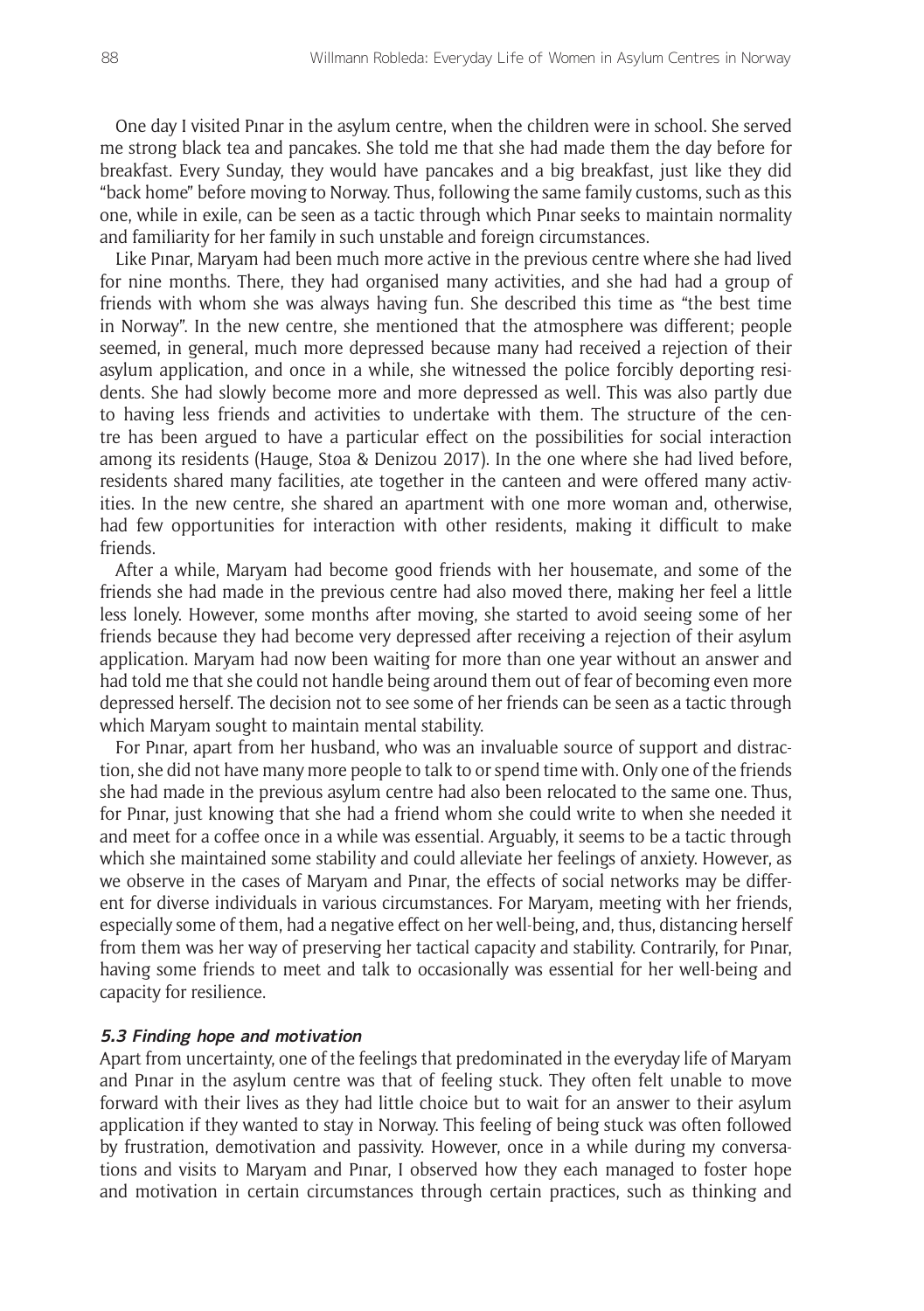One day I visited Pınar in the asylum centre, when the children were in school. She served me strong black tea and pancakes. She told me that she had made them the day before for breakfast. Every Sunday, they would have pancakes and a big breakfast, just like they did "back home" before moving to Norway. Thus, following the same family customs, such as this one, while in exile, can be seen as a tactic through which Pınar seeks to maintain normality and familiarity for her family in such unstable and foreign circumstances.

Like Pınar, Maryam had been much more active in the previous centre where she had lived for nine months. There, they had organised many activities, and she had had a group of friends with whom she was always having fun. She described this time as "the best time in Norway". In the new centre, she mentioned that the atmosphere was different; people seemed, in general, much more depressed because many had received a rejection of their asylum application, and once in a while, she witnessed the police forcibly deporting residents. She had slowly become more and more depressed as well. This was also partly due to having less friends and activities to undertake with them. The structure of the centre has been argued to have a particular effect on the possibilities for social interaction among its residents (Hauge, Støa & Denizou 2017). In the one where she had lived before, residents shared many facilities, ate together in the canteen and were offered many activities. In the new centre, she shared an apartment with one more woman and, otherwise, had few opportunities for interaction with other residents, making it difficult to make friends.

After a while, Maryam had become good friends with her housemate, and some of the friends she had made in the previous centre had also moved there, making her feel a little less lonely. However, some months after moving, she started to avoid seeing some of her friends because they had become very depressed after receiving a rejection of their asylum application. Maryam had now been waiting for more than one year without an answer and had told me that she could not handle being around them out of fear of becoming even more depressed herself. The decision not to see some of her friends can be seen as a tactic through which Maryam sought to maintain mental stability.

For Pınar, apart from her husband, who was an invaluable source of support and distraction, she did not have many more people to talk to or spend time with. Only one of the friends she had made in the previous asylum centre had also been relocated to the same one. Thus, for Pınar, just knowing that she had a friend whom she could write to when she needed it and meet for a coffee once in a while was essential. Arguably, it seems to be a tactic through which she maintained some stability and could alleviate her feelings of anxiety. However, as we observe in the cases of Maryam and Pınar, the effects of social networks may be different for diverse individuals in various circumstances. For Maryam, meeting with her friends, especially some of them, had a negative effect on her well-being, and, thus, distancing herself from them was her way of preserving her tactical capacity and stability. Contrarily, for Pınar, having some friends to meet and talk to occasionally was essential for her well-being and capacity for resilience.

### 5.3 Finding hope and motivation

Apart from uncertainty, one of the feelings that predominated in the everyday life of Maryam and Pınar in the asylum centre was that of feeling stuck. They often felt unable to move forward with their lives as they had little choice but to wait for an answer to their asylum application if they wanted to stay in Norway. This feeling of being stuck was often followed by frustration, demotivation and passivity. However, once in a while during my conversations and visits to Maryam and Pınar, I observed how they each managed to foster hope and motivation in certain circumstances through certain practices, such as thinking and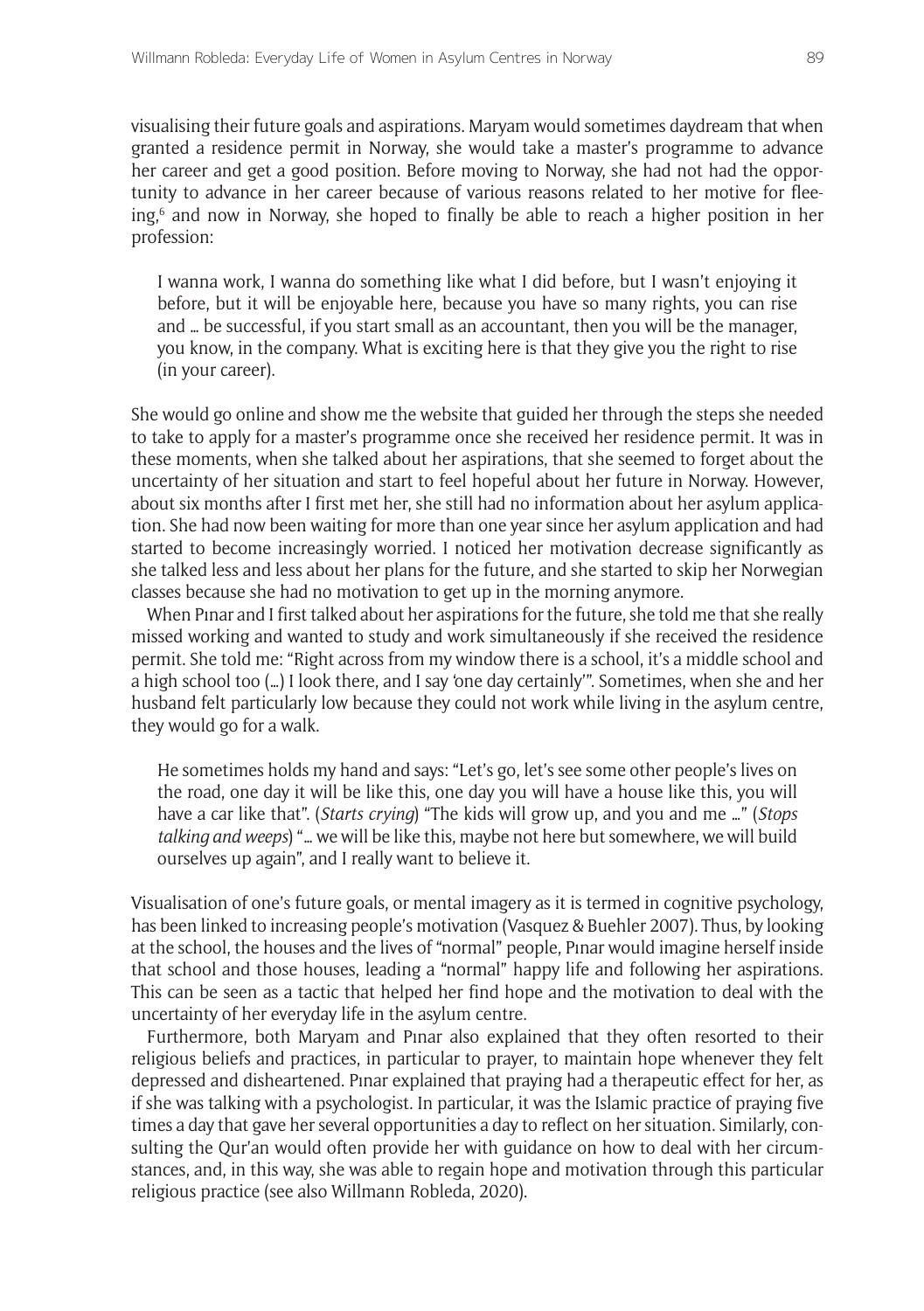visualising their future goals and aspirations. Maryam would sometimes daydream that when granted a residence permit in Norway, she would take a master's programme to advance her career and get a good position. Before moving to Norway, she had not had the opportunity to advance in her career because of various reasons related to her motive for fleeing,[6] and now in Norway, she hoped to finally be able to reach a higher position in her profession:

> I wanna work, I wanna do something like what I did before, but I wasn't enjoying it before, but it will be enjoyable here, because you have so many rights, you can rise and … be successful, if you start small as an accountant, then you will be the manager, you know, in the company. What is exciting here is that they give you the right to rise (in your career).

She would go online and show me the website that guided her through the steps she needed to take to apply for a master's programme once she received her residence permit. It was in these moments, when she talked about her aspirations, that she seemed to forget about the uncertainty of her situation and start to feel hopeful about her future in Norway. However, about six months after I first met her, she still had no information about her asylum application. She had now been waiting for more than one year since her asylum application and had started to become increasingly worried. I noticed her motivation decrease significantly as she talked less and less about her plans for the future, and she started to skip her Norwegian classes because she had no motivation to get up in the morning anymore.

When Pınar and I first talked about her aspirations for the future, she told me that she really missed working and wanted to study and work simultaneously if she received the residence permit. She told me: "Right across from my window there is a school, it's a middle school and a high school too (…) I look there, and I say 'one day certainly'". Sometimes, when she and her husband felt particularly low because they could not work while living in the asylum centre, they would go for a walk.

> He sometimes holds my hand and says: "Let's go, let's see some other people's lives on the road, one day it will be like this, one day you will have a house like this, you will have a car like that". (*Starts crying*) "The kids will grow up, and you and me …" (*Stops talking and weeps*) "… we will be like this, maybe not here but somewhere, we will build ourselves up again", and I really want to believe it.

Visualisation of one's future goals, or mental imagery as it is termed in cognitive psychology, has been linked to increasing people's motivation (Vasquez & Buehler 2007). Thus, by looking at the school, the houses and the lives of "normal" people, Pınar would imagine herself inside that school and those houses, leading a "normal" happy life and following her aspirations. This can be seen as a tactic that helped her find hope and the motivation to deal with the uncertainty of her everyday life in the asylum centre.

Furthermore, both Maryam and Pınar also explained that they often resorted to their religious beliefs and practices, in particular to prayer, to maintain hope whenever they felt depressed and disheartened. Pınar explained that praying had a therapeutic effect for her, as if she was talking with a psychologist. In particular, it was the Islamic practice of praying five times a day that gave her several opportunities a day to reflect on her situation. Similarly, consulting the Qur'an would often provide her with guidance on how to deal with her circumstances, and, in this way, she was able to regain hope and motivation through this particular religious practice (see also Willmann Robleda, 2020).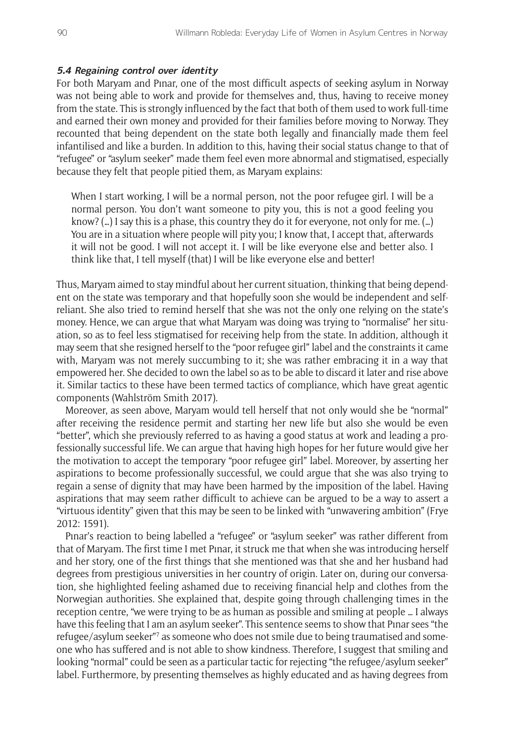#### *5.4 Regaining control over identity*

For both Maryam and Pınar, one of the most difficult aspects of seeking asylum in Norway was not being able to work and provide for themselves and, thus, having to receive money from the state. This is strongly influenced by the fact that both of them used to work full-time and earned their own money and provided for their families before moving to Norway. They recounted that being dependent on the state both legally and financially made them feel infantilised and like a burden. In addition to this, having their social status change to that of "refugee" or "asylum seeker" made them feel even more abnormal and stigmatised, especially because they felt that people pitied them, as Maryam explains:

> When I start working, I will be a normal person, not the poor refugee girl. I will be a normal person. You don't want someone to pity you, this is not a good feeling you know? (…) I say this is a phase, this country they do it for everyone, not only for me. (…) You are in a situation where people will pity you; I know that, I accept that, afterwards it will not be good. I will not accept it. I will be like everyone else and better also. I think like that, I tell myself (that) I will be like everyone else and better!

Thus, Maryam aimed to stay mindful about her current situation, thinking that being dependent on the state was temporary and that hopefully soon she would be independent and self-reliant. She also tried to remind herself that she was not the only one relying on the state's money. Hence, we can argue that what Maryam was doing was trying to "normalise" her situation, so as to feel less stigmatised for receiving help from the state. In addition, although it may seem that she resigned herself to the "poor refugee girl" label and the constraints it came with, Maryam was not merely succumbing to it; she was rather embracing it in a way that empowered her. She decided to own the label so as to be able to discard it later and rise above it. Similar tactics to these have been termed tactics of compliance, which have great agentic components (Wahlström Smith 2017).

Moreover, as seen above, Maryam would tell herself that not only would she be "normal" after receiving the residence permit and starting her new life but also she would be even "better", which she previously referred to as having a good status at work and leading a professionally successful life. We can argue that having high hopes for her future would give her the motivation to accept the temporary "poor refugee girl" label. Moreover, by asserting her aspirations to become professionally successful, we could argue that she was also trying to regain a sense of dignity that may have been harmed by the imposition of the label. Having aspirations that may seem rather difficult to achieve can be argued to be a way to assert a "virtuous identity" given that this may be seen to be linked with "unwavering ambition" (Frye 2012: 1591).

Pınar's reaction to being labelled a "refugee" or "asylum seeker" was rather different from that of Maryam. The first time I met Pınar, it struck me that when she was introducing herself and her story, one of the first things that she mentioned was that she and her husband had degrees from prestigious universities in her country of origin. Later on, during our conversation, she highlighted feeling ashamed due to receiving financial help and clothes from the Norwegian authorities. She explained that, despite going through challenging times in the reception centre, "we were trying to be as human as possible and smiling at people … I always have this feeling that I am an asylum seeker". This sentence seems to show that Pınar sees "the refugee/asylum seeker"[7] as someone who does not smile due to being traumatised and someone who has suffered and is not able to show kindness. Therefore, I suggest that smiling and looking "normal" could be seen as a particular tactic for rejecting "the refugee/asylum seeker" label. Furthermore, by presenting themselves as highly educated and as having degrees from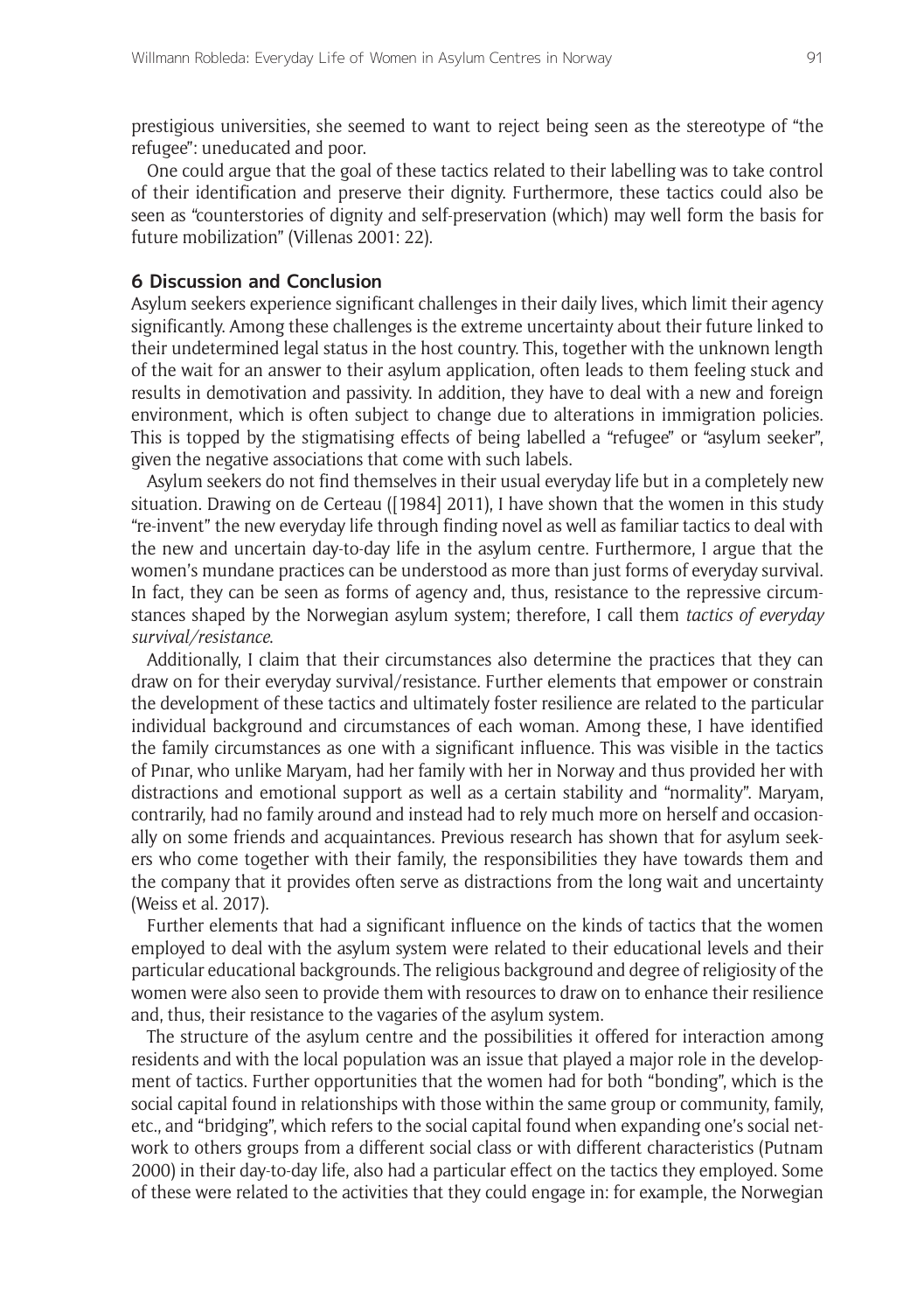prestigious universities, she seemed to want to reject being seen as the stereotype of "the refugee": uneducated and poor.

One could argue that the goal of these tactics related to their labelling was to take control of their identification and preserve their dignity. Furthermore, these tactics could also be seen as "counterstories of dignity and self-preservation (which) may well form the basis for future mobilization" (Villenas 2001: 22).

## 6 Discussion and Conclusion

Asylum seekers experience significant challenges in their daily lives, which limit their agency significantly. Among these challenges is the extreme uncertainty about their future linked to their undetermined legal status in the host country. This, together with the unknown length of the wait for an answer to their asylum application, often leads to them feeling stuck and results in demotivation and passivity. In addition, they have to deal with a new and foreign environment, which is often subject to change due to alterations in immigration policies. This is topped by the stigmatising effects of being labelled a "refugee" or "asylum seeker", given the negative associations that come with such labels.

Asylum seekers do not find themselves in their usual everyday life but in a completely new situation. Drawing on de Certeau ([1984] 2011), I have shown that the women in this study "re-invent" the new everyday life through finding novel as well as familiar tactics to deal with the new and uncertain day-to-day life in the asylum centre. Furthermore, I argue that the women's mundane practices can be understood as more than just forms of everyday survival. In fact, they can be seen as forms of agency and, thus, resistance to the repressive circumstances shaped by the Norwegian asylum system; therefore, I call them *tactics of everyday survival/resistance*.

Additionally, I claim that their circumstances also determine the practices that they can draw on for their everyday survival/resistance. Further elements that empower or constrain the development of these tactics and ultimately foster resilience are related to the particular individual background and circumstances of each woman. Among these, I have identified the family circumstances as one with a significant influence. This was visible in the tactics of Pınar, who unlike Maryam, had her family with her in Norway and thus provided her with distractions and emotional support as well as a certain stability and "normality". Maryam, contrarily, had no family around and instead had to rely much more on herself and occasionally on some friends and acquaintances. Previous research has shown that for asylum seekers who come together with their family, the responsibilities they have towards them and the company that it provides often serve as distractions from the long wait and uncertainty (Weiss et al. 2017).

Further elements that had a significant influence on the kinds of tactics that the women employed to deal with the asylum system were related to their educational levels and their particular educational backgrounds. The religious background and degree of religiosity of the women were also seen to provide them with resources to draw on to enhance their resilience and, thus, their resistance to the vagaries of the asylum system.

The structure of the asylum centre and the possibilities it offered for interaction among residents and with the local population was an issue that played a major role in the development of tactics. Further opportunities that the women had for both "bonding", which is the social capital found in relationships with those within the same group or community, family, etc., and "bridging", which refers to the social capital found when expanding one's social network to others groups from a different social class or with different characteristics (Putnam 2000) in their day-to-day life, also had a particular effect on the tactics they employed. Some of these were related to the activities that they could engage in: for example, the Norwegian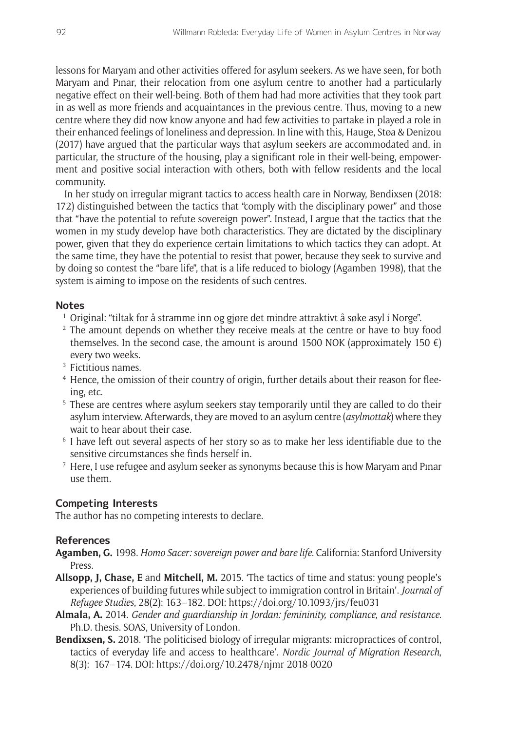lessons for Maryam and other activities offered for asylum seekers. As we have seen, for both Maryam and Pınar, their relocation from one asylum centre to another had a particularly negative effect on their well-being. Both of them had had more activities that they took part in as well as more friends and acquaintances in the previous centre. Thus, moving to a new centre where they did now know anyone and had few activities to partake in played a role in their enhanced feelings of loneliness and depression. In line with this, Hauge, Støa & Denizou (2017) have argued that the particular ways that asylum seekers are accommodated and, in particular, the structure of the housing, play a significant role in their well-being, empowerment and positive social interaction with others, both with fellow residents and the local community.

In her study on irregular migrant tactics to access health care in Norway, Bendixsen (2018: 172) distinguished between the tactics that "comply with the disciplinary power" and those that "have the potential to refute sovereign power". Instead, I argue that the tactics that the women in my study develop have both characteristics. They are dictated by the disciplinary power, given that they do experience certain limitations to which tactics they can adopt. At the same time, they have the potential to resist that power, because they seek to survive and by doing so contest the "bare life", that is a life reduced to biology (Agamben 1998), that the system is aiming to impose on the residents of such centres.

## Notes

[1] Original: "tiltak for å stramme inn og gjøre det mindre attraktivt å søke asyl i Norge".

[2] The amount depends on whether they receive meals at the centre or have to buy food themselves. In the second case, the amount is around 1500 NOK (approximately 150 €) every two weeks.

[3] Fictitious names.

[4] Hence, the omission of their country of origin, further details about their reason for fleeing, etc.

[5] These are centres where asylum seekers stay temporarily until they are called to do their asylum interview. Afterwards, they are moved to an asylum centre (*asylmottak*) where they wait to hear about their case.

[6] I have left out several aspects of her story so as to make her less identifiable due to the sensitive circumstances she finds herself in.

[7] Here, I use refugee and asylum seeker as synonyms because this is how Maryam and Pınar use them.

## Competing Interests

The author has no competing interests to declare.

## References

**Agamben, G.** 1998. *Homo Sacer: sovereign power and bare life*. California: Stanford University Press.

**Allsopp, J, Chase, E** and **Mitchell, M.** 2015. 'The tactics of time and status: young people's experiences of building futures while subject to immigration control in Britain'. *Journal of Refugee Studies*, 28(2): 163–182. DOI: https://doi.org/10.1093/jrs/feu031

**Almala, A.** 2014. *Gender and guardianship in Jordan: femininity, compliance, and resistance*. Ph.D. thesis. SOAS, University of London.

**Bendixsen, S.** 2018. 'The politicised biology of irregular migrants: micropractices of control, tactics of everyday life and access to healthcare'. *Nordic Journal of Migration Research*, 8(3): 167–174. DOI: https://doi.org/10.2478/njmr-2018-0020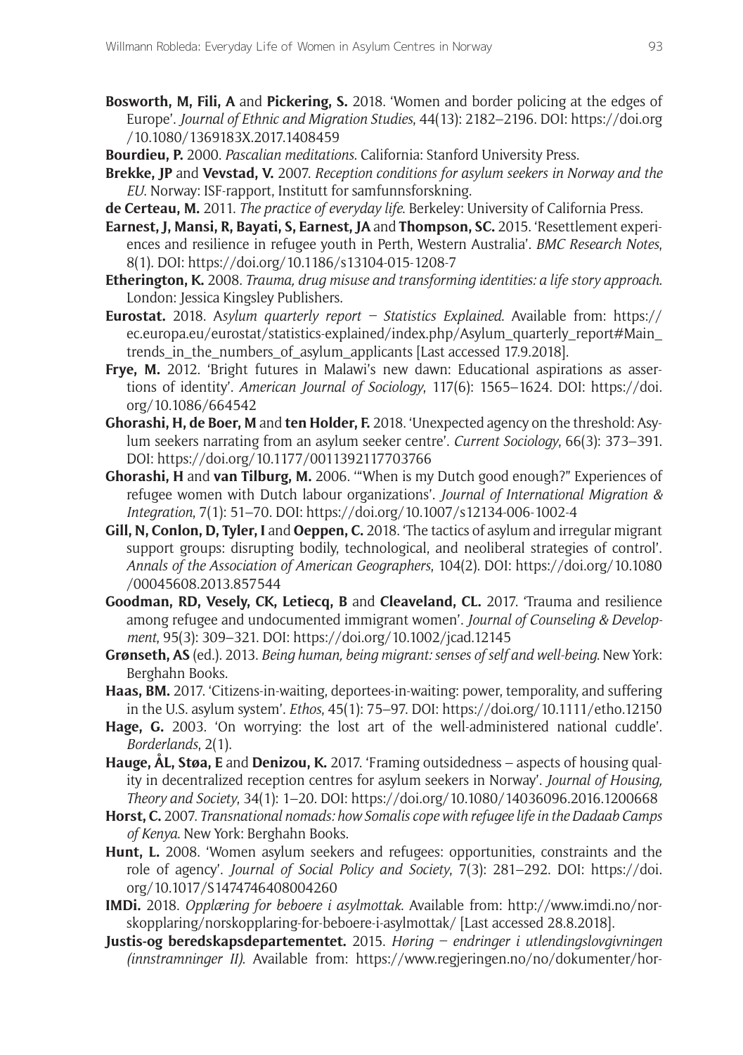**Bosworth, M, Fili, A** and **Pickering, S.** 2018. 'Women and border policing at the edges of Europe'. *Journal of Ethnic and Migration Studies*, 44(13): 2182–2196. DOI: https://doi.org/10.1080/1369183X.2017.1408459

**Bourdieu, P.** 2000. *Pascalian meditations*. California: Stanford University Press.

**Brekke, JP** and **Vevstad, V.** 2007. *Reception conditions for asylum seekers in Norway and the EU*. Norway: ISF-rapport, Institutt for samfunnsforskning.

**de Certeau, M.** 2011. *The practice of everyday life*. Berkeley: University of California Press.

**Earnest, J, Mansi, R, Bayati, S, Earnest, JA** and **Thompson, SC.** 2015. 'Resettlement experiences and resilience in refugee youth in Perth, Western Australia'. *BMC Research Notes*, 8(1). DOI: https://doi.org/10.1186/s13104-015-1208-7

**Etherington, K.** 2008. *Trauma, drug misuse and transforming identities: a life story approach*. London: Jessica Kingsley Publishers.

**Eurostat.** 2018. A*sylum quarterly report – Statistics Explained*. Available from: https://ec.europa.eu/eurostat/statistics-explained/index.php/Asylum_quarterly_report#Main_trends_in_the_numbers_of_asylum_applicants [Last accessed 17.9.2018].

**Frye, M.** 2012. 'Bright futures in Malawi's new dawn: Educational aspirations as assertions of identity'. *American Journal of Sociology*, 117(6): 1565–1624. DOI: https://doi.org/10.1086/664542

**Ghorashi, H, de Boer, M** and **ten Holder, F.** 2018. 'Unexpected agency on the threshold: Asylum seekers narrating from an asylum seeker centre'. *Current Sociology*, 66(3): 373–391. DOI: https://doi.org/10.1177/0011392117703766

**Ghorashi, H** and **van Tilburg, M.** 2006. '"When is my Dutch good enough?" Experiences of refugee women with Dutch labour organizations'. *Journal of International Migration & Integration*, 7(1): 51–70. DOI: https://doi.org/10.1007/s12134-006-1002-4

**Gill, N, Conlon, D, Tyler, I** and **Oeppen, C.** 2018. 'The tactics of asylum and irregular migrant support groups: disrupting bodily, technological, and neoliberal strategies of control'. *Annals of the Association of American Geographers*, 104(2). DOI: https://doi.org/10.1080/00045608.2013.857544

**Goodman, RD, Vesely, CK, Letiecq, B** and **Cleaveland, CL.** 2017. 'Trauma and resilience among refugee and undocumented immigrant women'. *Journal of Counseling & Development*, 95(3): 309–321. DOI: https://doi.org/10.1002/jcad.12145

**Grønseth, AS** (ed.). 2013. *Being human, being migrant: senses of self and well-being*. New York: Berghahn Books.

**Haas, BM.** 2017. 'Citizens-in-waiting, deportees-in-waiting: power, temporality, and suffering in the U.S. asylum system'. *Ethos*, 45(1): 75–97. DOI: https://doi.org/10.1111/etho.12150

**Hage, G.** 2003. 'On worrying: the lost art of the well-administered national cuddle'. *Borderlands*, 2(1).

**Hauge, ÅL, Støa, E** and **Denizou, K.** 2017. 'Framing outsidedness – aspects of housing quality in decentralized reception centres for asylum seekers in Norway'. *Journal of Housing, Theory and Society*, 34(1): 1–20. DOI: https://doi.org/10.1080/14036096.2016.1200668

**Horst, C.** 2007. *Transnational nomads: how Somalis cope with refugee life in the Dadaab Camps of Kenya*. New York: Berghahn Books.

**Hunt, L.** 2008. 'Women asylum seekers and refugees: opportunities, constraints and the role of agency'. *Journal of Social Policy and Society*, 7(3): 281–292. DOI: https://doi.org/10.1017/S1474746408004260

**IMDi.** 2018. *Opplæring for beboere i asylmottak*. Available from: http://www.imdi.no/norskopplaring/norskopplaring-for-beboere-i-asylmottak/ [Last accessed 28.8.2018].

**Justis-og beredskapsdepartementet.** 2015. *Høring – endringer i utlendingslovgivningen (innstramninger II)*. Available from: https://www.regjeringen.no/no/dokumenter/hor-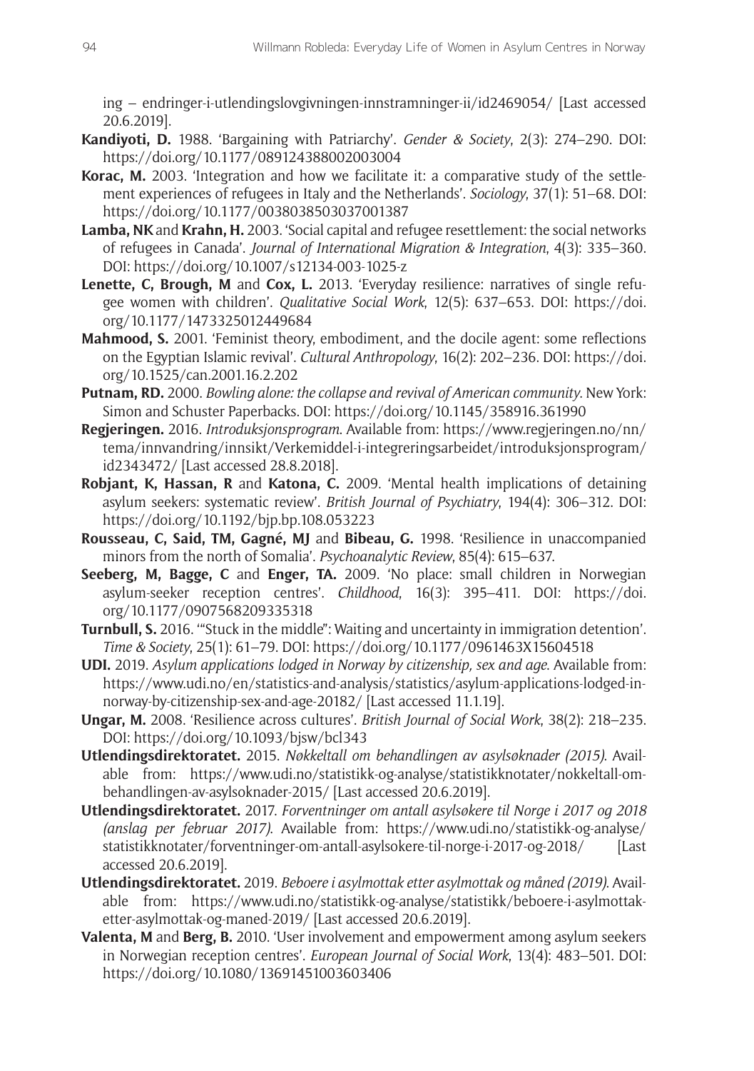ing – endringer-i-utlendingslovgivningen-innstramninger-ii/id2469054/ [Last accessed 20.6.2019].

**Kandiyoti, D.** 1988. 'Bargaining with Patriarchy'. *Gender & Society*, 2(3): 274–290. DOI: https://doi.org/10.1177/089124388002003004

**Korac, M.** 2003. 'Integration and how we facilitate it: a comparative study of the settlement experiences of refugees in Italy and the Netherlands'. *Sociology*, 37(1): 51–68. DOI: https://doi.org/10.1177/0038038503037001387

**Lamba, NK** and **Krahn, H.** 2003. 'Social capital and refugee resettlement: the social networks of refugees in Canada'. *Journal of International Migration & Integration*, 4(3): 335–360. DOI: https://doi.org/10.1007/s12134-003-1025-z

**Lenette, C, Brough, M** and **Cox, L.** 2013. 'Everyday resilience: narratives of single refugee women with children'. *Qualitative Social Work*, 12(5): 637–653. DOI: https://doi.org/10.1177/1473325012449684

**Mahmood, S.** 2001. 'Feminist theory, embodiment, and the docile agent: some reflections on the Egyptian Islamic revival'. *Cultural Anthropology*, 16(2): 202–236. DOI: https://doi.org/10.1525/can.2001.16.2.202

**Putnam, RD.** 2000. *Bowling alone: the collapse and revival of American community*. New York: Simon and Schuster Paperbacks. DOI: https://doi.org/10.1145/358916.361990

**Regjeringen.** 2016. *Introduksjonsprogram*. Available from: https://www.regjeringen.no/nn/tema/innvandring/innsikt/Verkemiddel-i-integreringsarbeidet/introduksjonsprogram/id2343472/ [Last accessed 28.8.2018].

**Robjant, K, Hassan, R** and **Katona, C.** 2009. 'Mental health implications of detaining asylum seekers: systematic review'. *British Journal of Psychiatry*, 194(4): 306–312. DOI: https://doi.org/10.1192/bjp.bp.108.053223

**Rousseau, C, Said, TM, Gagné, MJ** and **Bibeau, G.** 1998. 'Resilience in unaccompanied minors from the north of Somalia'. *Psychoanalytic Review*, 85(4): 615–637.

**Seeberg, M, Bagge, C** and **Enger, TA.** 2009. 'No place: small children in Norwegian asylum-seeker reception centres'. *Childhood*, 16(3): 395–411. DOI: https://doi.org/10.1177/0907568209335318

**Turnbull, S.** 2016. '"Stuck in the middle": Waiting and uncertainty in immigration detention'. *Time & Society*, 25(1): 61–79. DOI: https://doi.org/10.1177/0961463X15604518

**UDI.** 2019. *Asylum applications lodged in Norway by citizenship, sex and age*. Available from: https://www.udi.no/en/statistics-and-analysis/statistics/asylum-applications-lodged-in-norway-by-citizenship-sex-and-age-20182/ [Last accessed 11.1.19].

**Ungar, M.** 2008. 'Resilience across cultures'. *British Journal of Social Work*, 38(2): 218–235. DOI: https://doi.org/10.1093/bjsw/bcl343

**Utlendingsdirektoratet.** 2015. *Nøkkeltall om behandlingen av asylsøknader (2015)*. Available from: https://www.udi.no/statistikk-og-analyse/statistikknotater/nokkeltall-om-behandlingen-av-asylsoknader-2015/ [Last accessed 20.6.2019].

**Utlendingsdirektoratet.** 2017. *Forventninger om antall asylsøkere til Norge i 2017 og 2018 (anslag per februar 2017)*. Available from: https://www.udi.no/statistikk-og-analyse/statistikknotater/forventninger-om-antall-asylsokere-til-norge-i-2017-og-2018/ [Last accessed 20.6.2019].

**Utlendingsdirektoratet.** 2019. *Beboere i asylmottak etter asylmottak og måned (2019)*. Available from: https://www.udi.no/statistikk-og-analyse/statistikk/beboere-i-asylmottak-etter-asylmottak-og-maned-2019/ [Last accessed 20.6.2019].

**Valenta, M** and **Berg, B.** 2010. 'User involvement and empowerment among asylum seekers in Norwegian reception centres'. *European Journal of Social Work*, 13(4): 483–501. DOI: https://doi.org/10.1080/13691451003603406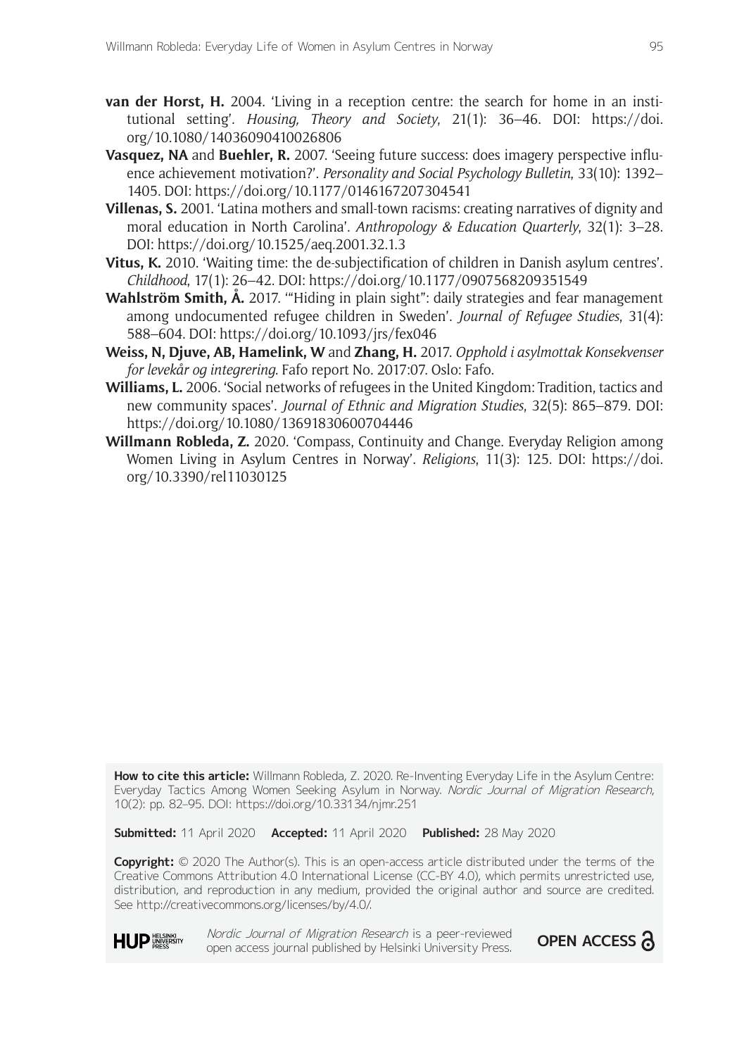**van der Horst, H.** 2004. 'Living in a reception centre: the search for home in an institutional setting'. *Housing, Theory and Society*, 21(1): 36–46. DOI: https://doi.org/10.1080/14036090410026806

**Vasquez, NA** and **Buehler, R.** 2007. 'Seeing future success: does imagery perspective influence achievement motivation?'. *Personality and Social Psychology Bulletin*, 33(10): 1392–1405. DOI: https://doi.org/10.1177/0146167207304541

**Villenas, S.** 2001. 'Latina mothers and small-town racisms: creating narratives of dignity and moral education in North Carolina'. *Anthropology & Education Quarterly*, 32(1): 3–28. DOI: https://doi.org/10.1525/aeq.2001.32.1.3

**Vitus, K.** 2010. 'Waiting time: the de-subjectification of children in Danish asylum centres'. *Childhood*, 17(1): 26–42. DOI: https://doi.org/10.1177/0907568209351549

**Wahlström Smith, Å.** 2017. '"Hiding in plain sight": daily strategies and fear management among undocumented refugee children in Sweden'. *Journal of Refugee Studies*, 31(4): 588–604. DOI: https://doi.org/10.1093/jrs/fex046

**Weiss, N, Djuve, AB, Hamelink, W** and **Zhang, H.** 2017. *Opphold i asylmottak Konsekvenser for levekår og integrering*. Fafo report No. 2017:07. Oslo: Fafo.

**Williams, L.** 2006. 'Social networks of refugees in the United Kingdom: Tradition, tactics and new community spaces'. *Journal of Ethnic and Migration Studies*, 32(5): 865–879. DOI: https://doi.org/10.1080/13691830600704446

**Willmann Robleda, Z.** 2020. 'Compass, Continuity and Change. Everyday Religion among Women Living in Asylum Centres in Norway'. *Religions*, 11(3): 125. DOI: https://doi.org/10.3390/rel11030125

**How to cite this article:** Willmann Robleda, Z. 2020. Re-Inventing Everyday Life in the Asylum Centre: Everyday Tactics Among Women Seeking Asylum in Norway. *Nordic Journal of Migration Research*, 10(2): pp. 82–95. DOI: https://doi.org/10.33134/njmr.251

**Submitted:** 11 April 2020 **Accepted:** 11 April 2020 **Published:** 28 May 2020

**Copyright:** © 2020 The Author(s). This is an open-access article distributed under the terms of the Creative Commons Attribution 4.0 International License (CC-BY 4.0), which permits unrestricted use, distribution, and reproduction in any medium, provided the original author and source are credited. See http://creativecommons.org/licenses/by/4.0/.

HUP HELSINKI UNIVERSITY PRESS

*Nordic Journal of Migration Research* is a peer-reviewed open access journal published by Helsinki University Press.

OPEN ACCESS